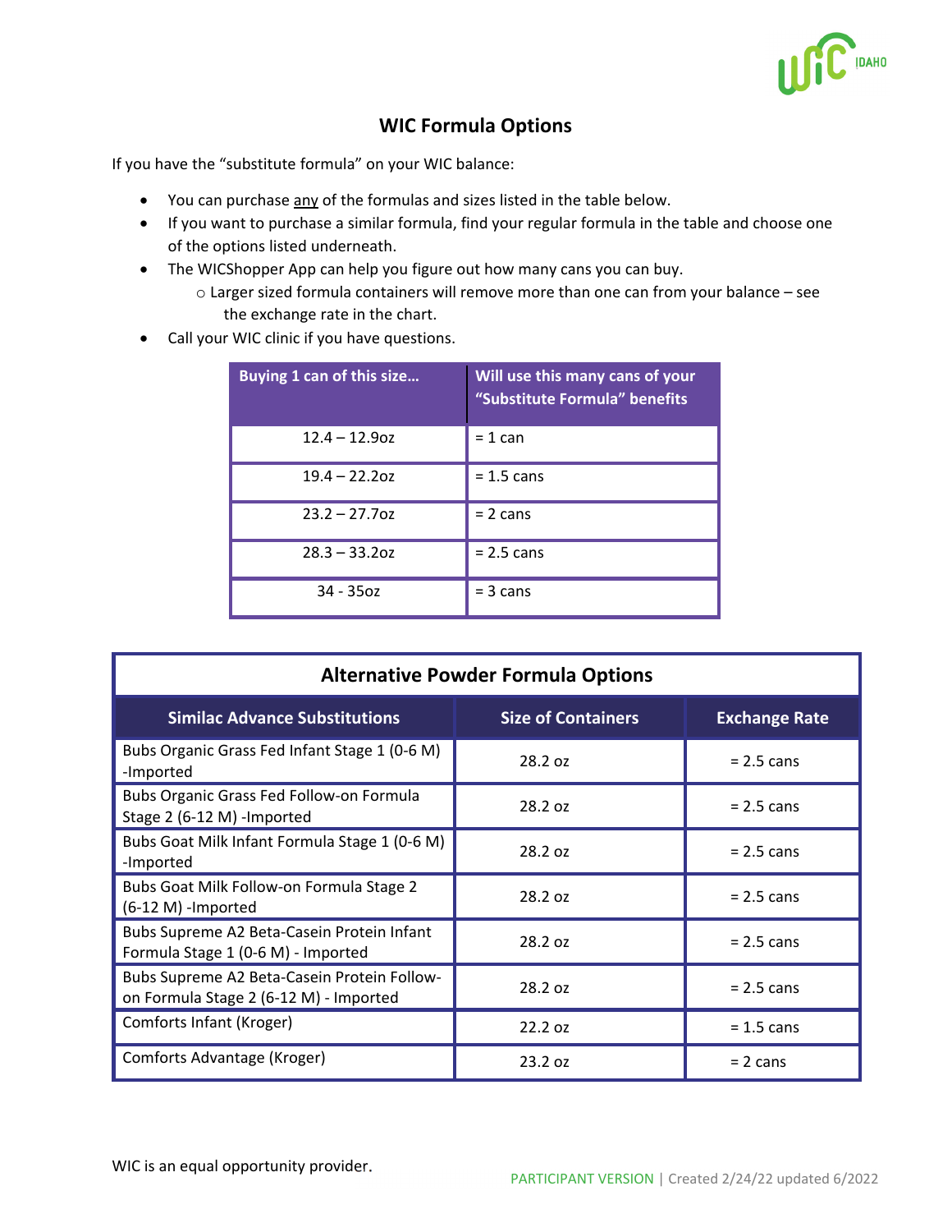# WIC Formula Options

If you have the "substitute formula" on your WIC balance:

- You can purchase any of the formulas and sizes listed in the table below.
- If you want to purchase a similar formula, find your regular formula in the table and choose one of the options listed underneath.
- The WICShopper App can help you figure out how many cans you can buy.
  - Larger sized formula containers will remove more than one can from your balance – see the exchange rate in the chart.
- Call your WIC clinic if you have questions.

| Buying 1 can of this size… | Will use this many cans of your "Substitute Formula" benefits |
|---|---|
| 12.4 – 12.9oz | = 1 can |
| 19.4 – 22.2oz | = 1.5 cans |
| 23.2 – 27.7oz | = 2 cans |
| 28.3 – 33.2oz | = 2.5 cans |
| 34 - 35oz | = 3 cans |

| Alternative Powder Formula Options | | |
|---|---|---|
| **Similac Advance Substitutions** | **Size of Containers** | **Exchange Rate** |
| Bubs Organic Grass Fed Infant Stage 1 (0-6 M) -Imported | 28.2 oz | = 2.5 cans |
| Bubs Organic Grass Fed Follow-on Formula Stage 2 (6-12 M) -Imported | 28.2 oz | = 2.5 cans |
| Bubs Goat Milk Infant Formula Stage 1 (0-6 M) -Imported | 28.2 oz | = 2.5 cans |
| Bubs Goat Milk Follow-on Formula Stage 2 (6-12 M) -Imported | 28.2 oz | = 2.5 cans |
| Bubs Supreme A2 Beta-Casein Protein Infant Formula Stage 1 (0-6 M) - Imported | 28.2 oz | = 2.5 cans |
| Bubs Supreme A2 Beta-Casein Protein Follow-on Formula Stage 2 (6-12 M) - Imported | 28.2 oz | = 2.5 cans |
| Comforts Infant (Kroger) | 22.2 oz | = 1.5 cans |
| Comforts Advantage (Kroger) | 23.2 oz | = 2 cans |

WIC is an equal opportunity provider.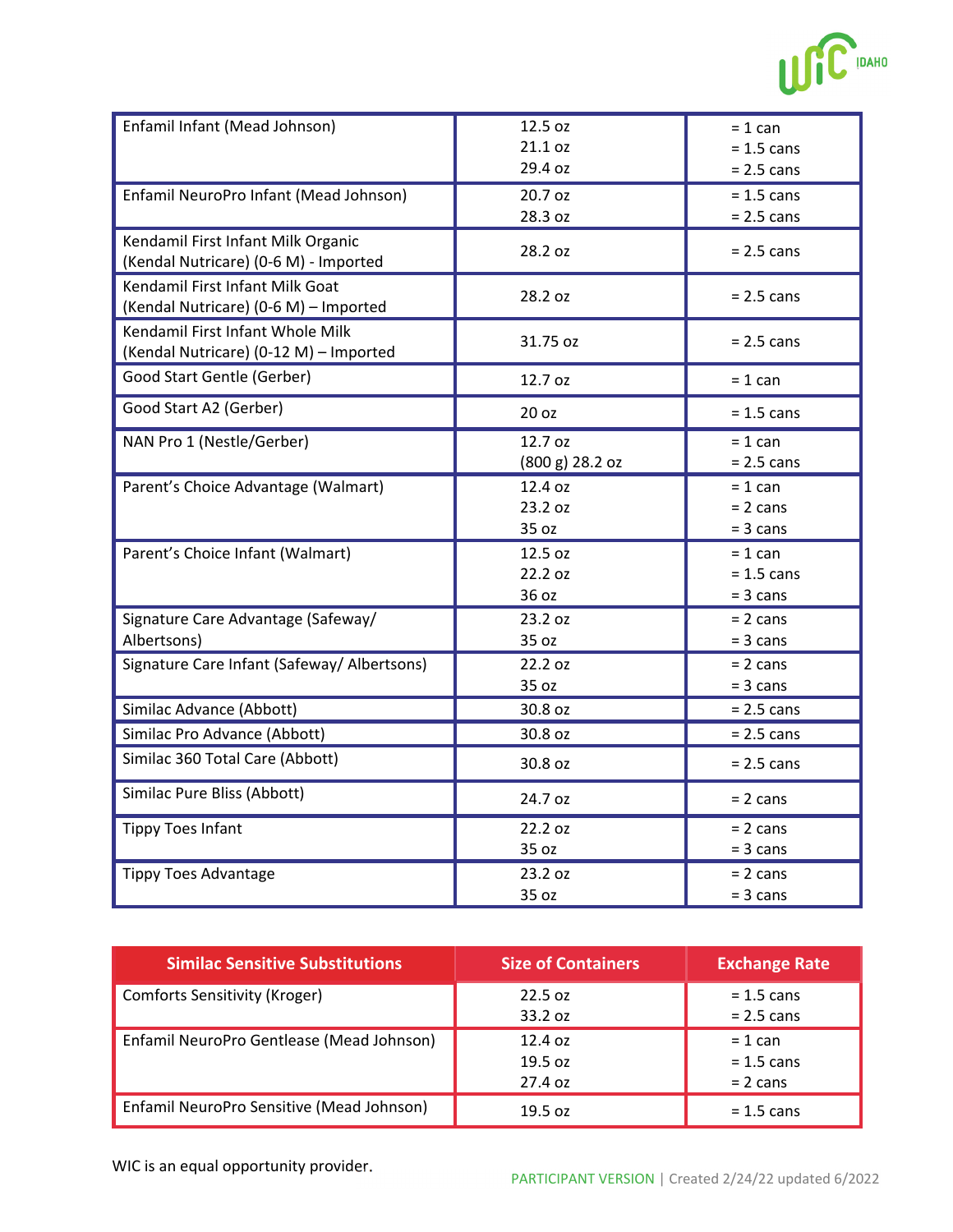| | | |
|---|---|---|
| Enfamil Infant (Mead Johnson) | 12.5 oz<br>21.1 oz<br>29.4 oz | = 1 can<br>= 1.5 cans<br>= 2.5 cans |
| Enfamil NeuroPro Infant (Mead Johnson) | 20.7 oz<br>28.3 oz | = 1.5 cans<br>= 2.5 cans |
| Kendamil First Infant Milk Organic (Kendal Nutricare) (0-6 M) - Imported | 28.2 oz | = 2.5 cans |
| Kendamil First Infant Milk Goat (Kendal Nutricare) (0-6 M) – Imported | 28.2 oz | = 2.5 cans |
| Kendamil First Infant Whole Milk (Kendal Nutricare) (0-12 M) – Imported | 31.75 oz | = 2.5 cans |
| Good Start Gentle (Gerber) | 12.7 oz | = 1 can |
| Good Start A2 (Gerber) | 20 oz | = 1.5 cans |
| NAN Pro 1 (Nestle/Gerber) | 12.7 oz<br>(800 g) 28.2 oz | = 1 can<br>= 2.5 cans |
| Parent's Choice Advantage (Walmart) | 12.4 oz<br>23.2 oz<br>35 oz | = 1 can<br>= 2 cans<br>= 3 cans |
| Parent's Choice Infant (Walmart) | 12.5 oz<br>22.2 oz<br>36 oz | = 1 can<br>= 1.5 cans<br>= 3 cans |
| Signature Care Advantage (Safeway/ Albertsons) | 23.2 oz<br>35 oz | = 2 cans<br>= 3 cans |
| Signature Care Infant (Safeway/ Albertsons) | 22.2 oz<br>35 oz | = 2 cans<br>= 3 cans |
| Similac Advance (Abbott) | 30.8 oz | = 2.5 cans |
| Similac Pro Advance (Abbott) | 30.8 oz | = 2.5 cans |
| Similac 360 Total Care (Abbott) | 30.8 oz | = 2.5 cans |
| Similac Pure Bliss (Abbott) | 24.7 oz | = 2 cans |
| Tippy Toes Infant | 22.2 oz<br>35 oz | = 2 cans<br>= 3 cans |
| Tippy Toes Advantage | 23.2 oz<br>35 oz | = 2 cans<br>= 3 cans |

| Similac Sensitive Substitutions | Size of Containers | Exchange Rate |
|---|---|---|
| Comforts Sensitivity (Kroger) | 22.5 oz<br>33.2 oz | = 1.5 cans<br>= 2.5 cans |
| Enfamil NeuroPro Gentlease (Mead Johnson) | 12.4 oz<br>19.5 oz<br>27.4 oz | = 1 can<br>= 1.5 cans<br>= 2 cans |
| Enfamil NeuroPro Sensitive (Mead Johnson) | 19.5 oz | = 1.5 cans |

WIC is an equal opportunity provider.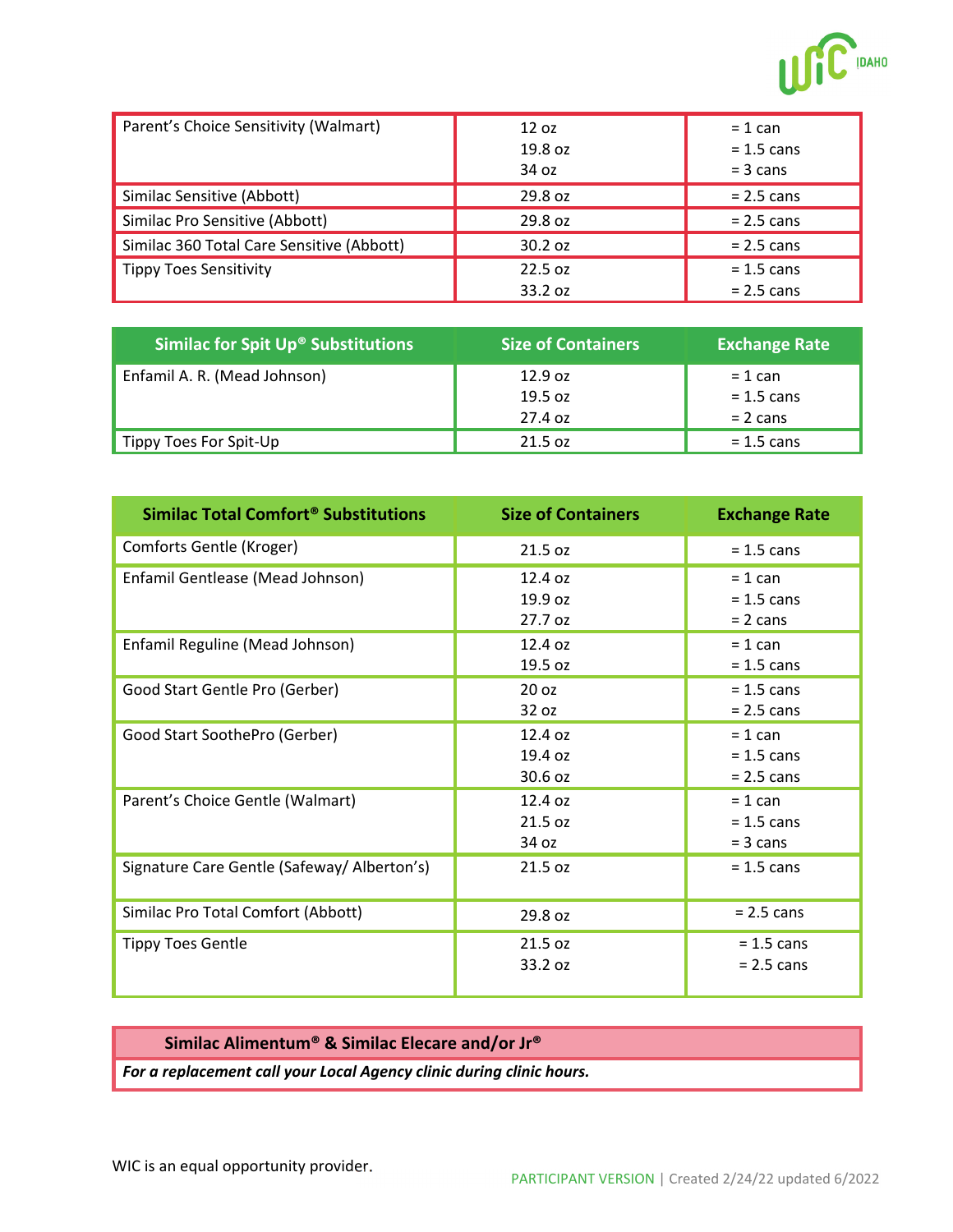| | | |
|---|---|---|
| Parent's Choice Sensitivity (Walmart) | 12 oz<br>19.8 oz<br>34 oz | = 1 can<br>= 1.5 cans<br>= 3 cans |
| Similac Sensitive (Abbott) | 29.8 oz | = 2.5 cans |
| Similac Pro Sensitive (Abbott) | 29.8 oz | = 2.5 cans |
| Similac 360 Total Care Sensitive (Abbott) | 30.2 oz | = 2.5 cans |
| Tippy Toes Sensitivity | 22.5 oz<br>33.2 oz | = 1.5 cans<br>= 2.5 cans |

| Similac for Spit Up® Substitutions | Size of Containers | Exchange Rate |
|---|---|---|
| Enfamil A. R. (Mead Johnson) | 12.9 oz<br>19.5 oz<br>27.4 oz | = 1 can<br>= 1.5 cans<br>= 2 cans |
| Tippy Toes For Spit-Up | 21.5 oz | = 1.5 cans |

| Similac Total Comfort® Substitutions | Size of Containers | Exchange Rate |
|---|---|---|
| Comforts Gentle (Kroger) | 21.5 oz | = 1.5 cans |
| Enfamil Gentlease (Mead Johnson) | 12.4 oz<br>19.9 oz<br>27.7 oz | = 1 can<br>= 1.5 cans<br>= 2 cans |
| Enfamil Reguline (Mead Johnson) | 12.4 oz<br>19.5 oz | = 1 can<br>= 1.5 cans |
| Good Start Gentle Pro (Gerber) | 20 oz<br>32 oz | = 1.5 cans<br>= 2.5 cans |
| Good Start SoothePro (Gerber) | 12.4 oz<br>19.4 oz<br>30.6 oz | = 1 can<br>= 1.5 cans<br>= 2.5 cans |
| Parent's Choice Gentle (Walmart) | 12.4 oz<br>21.5 oz<br>34 oz | = 1 can<br>= 1.5 cans<br>= 3 cans |
| Signature Care Gentle (Safeway/ Alberton's) | 21.5 oz | = 1.5 cans |
| Similac Pro Total Comfort (Abbott) | 29.8 oz | = 2.5 cans |
| Tippy Toes Gentle | 21.5 oz<br>33.2 oz | = 1.5 cans<br>= 2.5 cans |

| Similac Alimentum® & Similac Elecare and/or Jr® |
|---|
| ***For a replacement call your Local Agency clinic during clinic hours.*** |

WIC is an equal opportunity provider.

PARTICIPANT VERSION | Created 2/24/22 updated 6/2022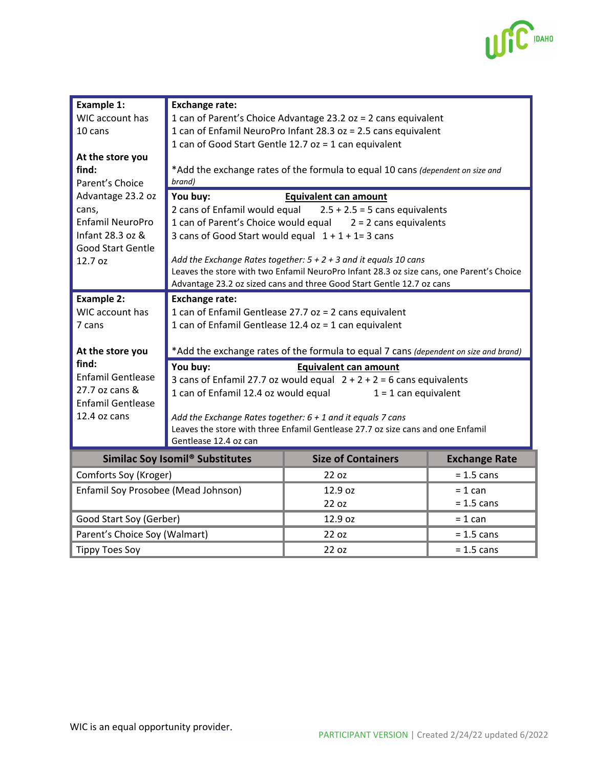| | |
|---|---|
| **Example 1:**<br>WIC account has 10 cans<br><br>**At the store you find:**<br>Parent's Choice Advantage 23.2 oz cans,<br>Enfamil NeuroPro Infant 28.3 oz &<br>Good Start Gentle 12.7 oz | **Exchange rate:**<br>1 can of Parent's Choice Advantage 23.2 oz = 2 cans equivalent<br>1 can of Enfamil NeuroPro Infant 28.3 oz = 2.5 cans equivalent<br>1 can of Good Start Gentle 12.7 oz = 1 can equivalent<br><br>*Add the exchange rates of the formula to equal 10 cans *(dependent on size and brand)* |
| | **You buy:** **Equivalent can amount**<br>2 cans of Enfamil would equal 2.5 + 2.5 = 5 cans equivalents<br>1 can of Parent's Choice would equal 2 = 2 cans equivalents<br>3 cans of Good Start would equal 1 + 1 + 1= 3 cans<br><br>*Add the Exchange Rates together: 5 + 2 + 3 and it equals 10 cans*<br>Leaves the store with two Enfamil NeuroPro Infant 28.3 oz size cans, one Parent's Choice Advantage 23.2 oz sized cans and three Good Start Gentle 12.7 oz cans |
| **Example 2:**<br>WIC account has 7 cans<br><br>**At the store you find:**<br>Enfamil Gentlease 27.7 oz cans &<br>Enfamil Gentlease 12.4 oz cans | **Exchange rate:**<br>1 can of Enfamil Gentlease 27.7 oz = 2 cans equivalent<br>1 can of Enfamil Gentlease 12.4 oz = 1 can equivalent<br><br>*Add the exchange rates of the formula to equal 7 cans *(dependent on size and brand)* |
| | **You buy:** **Equivalent can amount**<br>3 cans of Enfamil 27.7 oz would equal 2 + 2 + 2 = 6 cans equivalents<br>1 can of Enfamil 12.4 oz would equal 1 = 1 can equivalent<br><br>*Add the Exchange Rates together: 6 + 1 and it equals 7 cans*<br>Leaves the store with three Enfamil Gentlease 27.7 oz size cans and one Enfamil Gentlease 12.4 oz can |

| Similac Soy Isomil® Substitutes | Size of Containers | Exchange Rate |
|---|---|---|
| Comforts Soy (Kroger) | 22 oz | = 1.5 cans |
| Enfamil Soy Prosobee (Mead Johnson) | 12.9 oz<br>22 oz | = 1 can<br>= 1.5 cans |
| Good Start Soy (Gerber) | 12.9 oz | = 1 can |
| Parent's Choice Soy (Walmart) | 22 oz | = 1.5 cans |
| Tippy Toes Soy | 22 oz | = 1.5 cans |

WIC is an equal opportunity provider.

PARTICIPANT VERSION | Created 2/24/22 updated 6/2022